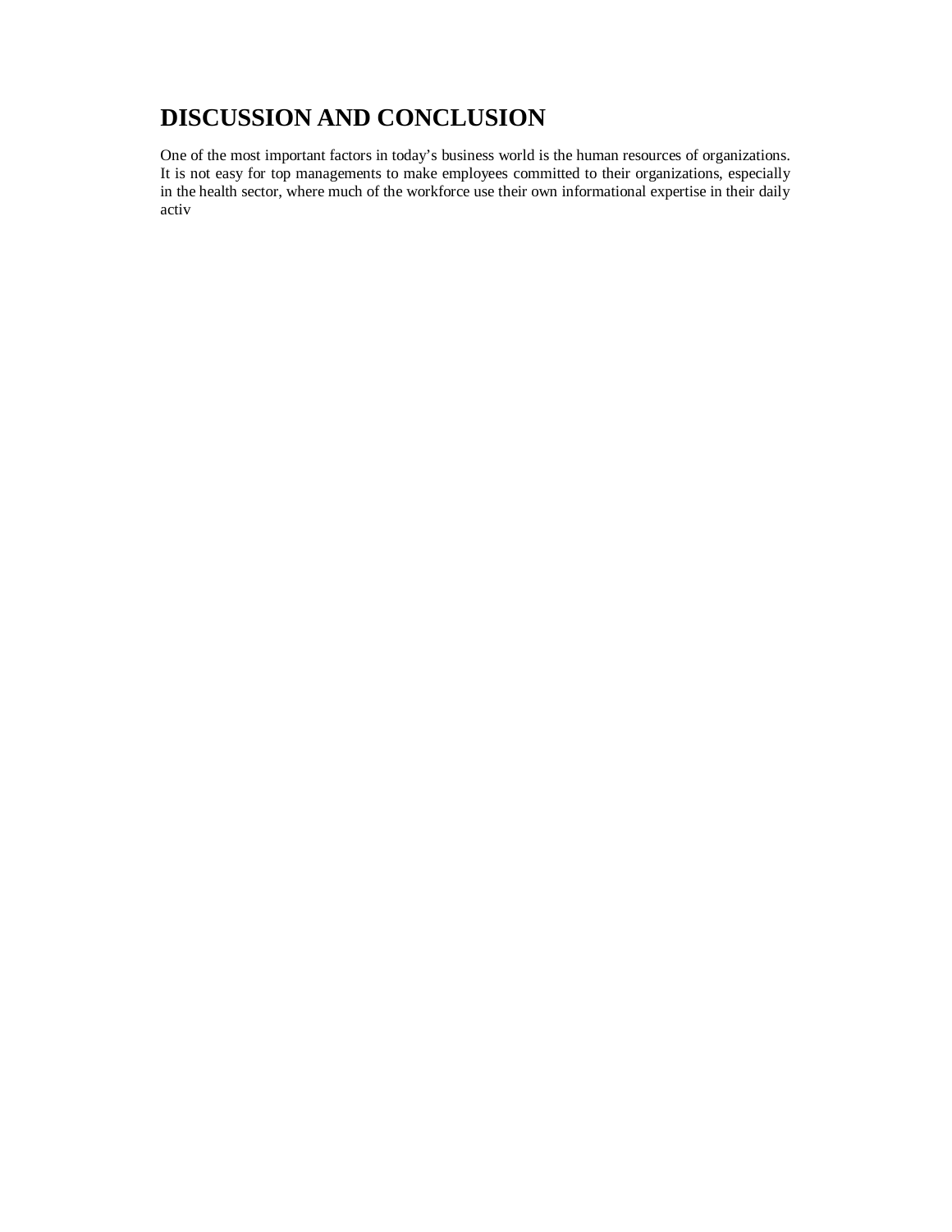# DISCUSSION AND CONCLUSION

One of the most important factors in today's business world is the human resources of organizations. It is not easy for top managements to make employees committed to their organizations, especially in the health sector, where much of the workforce use their own informational expertise in their daily activ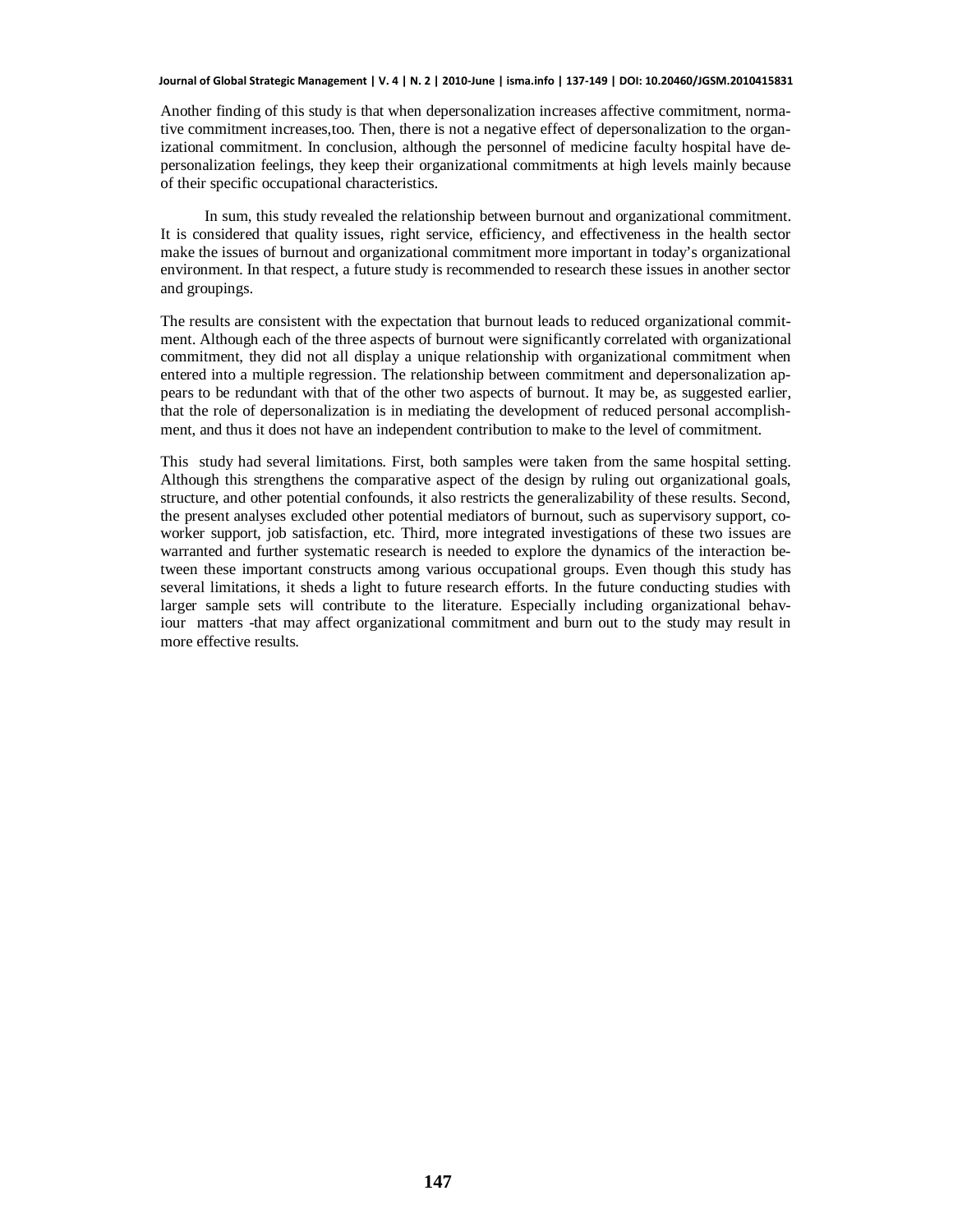Another finding of this study is that when depersonalization increases affective commitment, normative commitment increases,too. Then, there is not a negative effect of depersonalization to the organizational commitment. In conclusion, although the personnel of medicine faculty hospital have depersonalization feelings, they keep their organizational commitments at high levels mainly because of their specific occupational characteristics.

In sum, this study revealed the relationship between burnout and organizational commitment. It is considered that quality issues, right service, efficiency, and effectiveness in the health sector make the issues of burnout and organizational commitment more important in today's organizational environment. In that respect, a future study is recommended to research these issues in another sector and groupings.

The results are consistent with the expectation that burnout leads to reduced organizational commitment. Although each of the three aspects of burnout were significantly correlated with organizational commitment, they did not all display a unique relationship with organizational commitment when entered into a multiple regression. The relationship between commitment and depersonalization appears to be redundant with that of the other two aspects of burnout. It may be, as suggested earlier, that the role of depersonalization is in mediating the development of reduced personal accomplishment, and thus it does not have an independent contribution to make to the level of commitment.

This study had several limitations. First, both samples were taken from the same hospital setting. Although this strengthens the comparative aspect of the design by ruling out organizational goals, structure, and other potential confounds, it also restricts the generalizability of these results. Second, the present analyses excluded other potential mediators of burnout, such as supervisory support, co-worker support, job satisfaction, etc. Third, more integrated investigations of these two issues are warranted and further systematic research is needed to explore the dynamics of the interaction between these important constructs among various occupational groups. Even though this study has several limitations, it sheds a light to future research efforts. In the future conducting studies with larger sample sets will contribute to the literature. Especially including organizational behaviour matters -that may affect organizational commitment and burn out to the study may result in more effective results.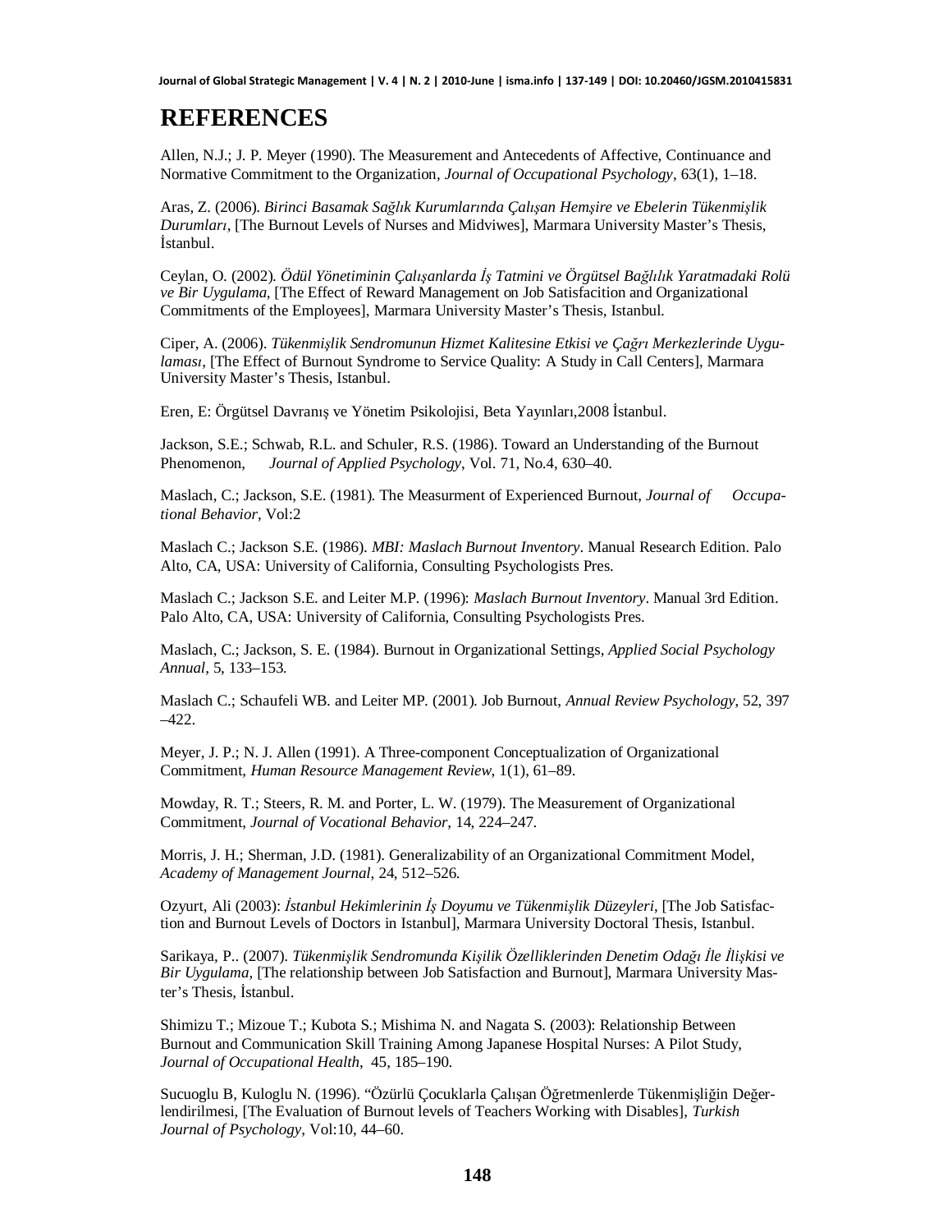# REFERENCES

Allen, N.J.; J. P. Meyer (1990). The Measurement and Antecedents of Affective, Continuance and Normative Commitment to the Organization, *Journal of Occupational Psychology*, 63(1), 1–18.

Aras, Z. (2006). *Birinci Basamak Sağlık Kurumlarında Çalışan Hemşire ve Ebelerin Tükenmişlik Durumları*, [The Burnout Levels of Nurses and Midviwes], Marmara University Master's Thesis, İstanbul.

Ceylan, O. (2002). *Ödül Yönetiminin Çalışanlarda İş Tatmini ve Örgütsel Bağlılık Yaratmadaki Rolü ve Bir Uygulama*, [The Effect of Reward Management on Job Satisfacition and Organizational Commitments of the Employees], Marmara University Master's Thesis, Istanbul.

Ciper, A. (2006). *Tükenmişlik Sendromunun Hizmet Kalitesine Etkisi ve Çağrı Merkezlerinde Uygulaması*, [The Effect of Burnout Syndrome to Service Quality: A Study in Call Centers], Marmara University Master's Thesis, Istanbul.

Eren, E: Örgütsel Davranış ve Yönetim Psikolojisi, Beta Yayınları,2008 İstanbul.

Jackson, S.E.; Schwab, R.L. and Schuler, R.S. (1986). Toward an Understanding of the Burnout Phenomenon, *Journal of Applied Psychology*, Vol. 71, No.4, 630–40.

Maslach, C.; Jackson, S.E. (1981). The Measurment of Experienced Burnout, *Journal of Occupational Behavior*, Vol:2

Maslach C.; Jackson S.E. (1986). *MBI: Maslach Burnout Inventory*. Manual Research Edition. Palo Alto, CA, USA: University of California, Consulting Psychologists Pres.

Maslach C.; Jackson S.E. and Leiter M.P. (1996): *Maslach Burnout Inventory*. Manual 3rd Edition. Palo Alto, CA, USA: University of California, Consulting Psychologists Pres.

Maslach, C.; Jackson, S. E. (1984). Burnout in Organizational Settings, *Applied Social Psychology Annual*, 5, 133–153.

Maslach C.; Schaufeli WB. and Leiter MP. (2001). Job Burnout, *Annual Review Psychology*, 52, 397 –422.

Meyer, J. P.; N. J. Allen (1991). A Three-component Conceptualization of Organizational Commitment, *Human Resource Management Review*, 1(1), 61–89.

Mowday, R. T.; Steers, R. M. and Porter, L. W. (1979). The Measurement of Organizational Commitment, *Journal of Vocational Behavior*, 14, 224–247.

Morris, J. H.; Sherman, J.D. (1981). Generalizability of an Organizational Commitment Model, *Academy of Management Journal*, 24, 512–526.

Ozyurt, Ali (2003): *İstanbul Hekimlerinin İş Doyumu ve Tükenmişlik Düzeyleri*, [The Job Satisfaction and Burnout Levels of Doctors in Istanbul], Marmara University Doctoral Thesis, Istanbul.

Sarikaya, P.. (2007). *Tükenmişlik Sendromunda Kişilik Özelliklerinden Denetim Odağı İle İlişkisi ve Bir Uygulama*, [The relationship between Job Satisfaction and Burnout], Marmara University Master's Thesis, İstanbul.

Shimizu T.; Mizoue T.; Kubota S.; Mishima N. and Nagata S. (2003): Relationship Between Burnout and Communication Skill Training Among Japanese Hospital Nurses: A Pilot Study, *Journal of Occupational Health*, 45, 185–190.

Sucuoglu B, Kuloglu N. (1996). "Özürlü Çocuklarla Çalışan Öğretmenlerde Tükenmişliğin Değerlendirilmesi, [The Evaluation of Burnout levels of Teachers Working with Disables], *Turkish Journal of Psychology*, Vol:10, 44–60.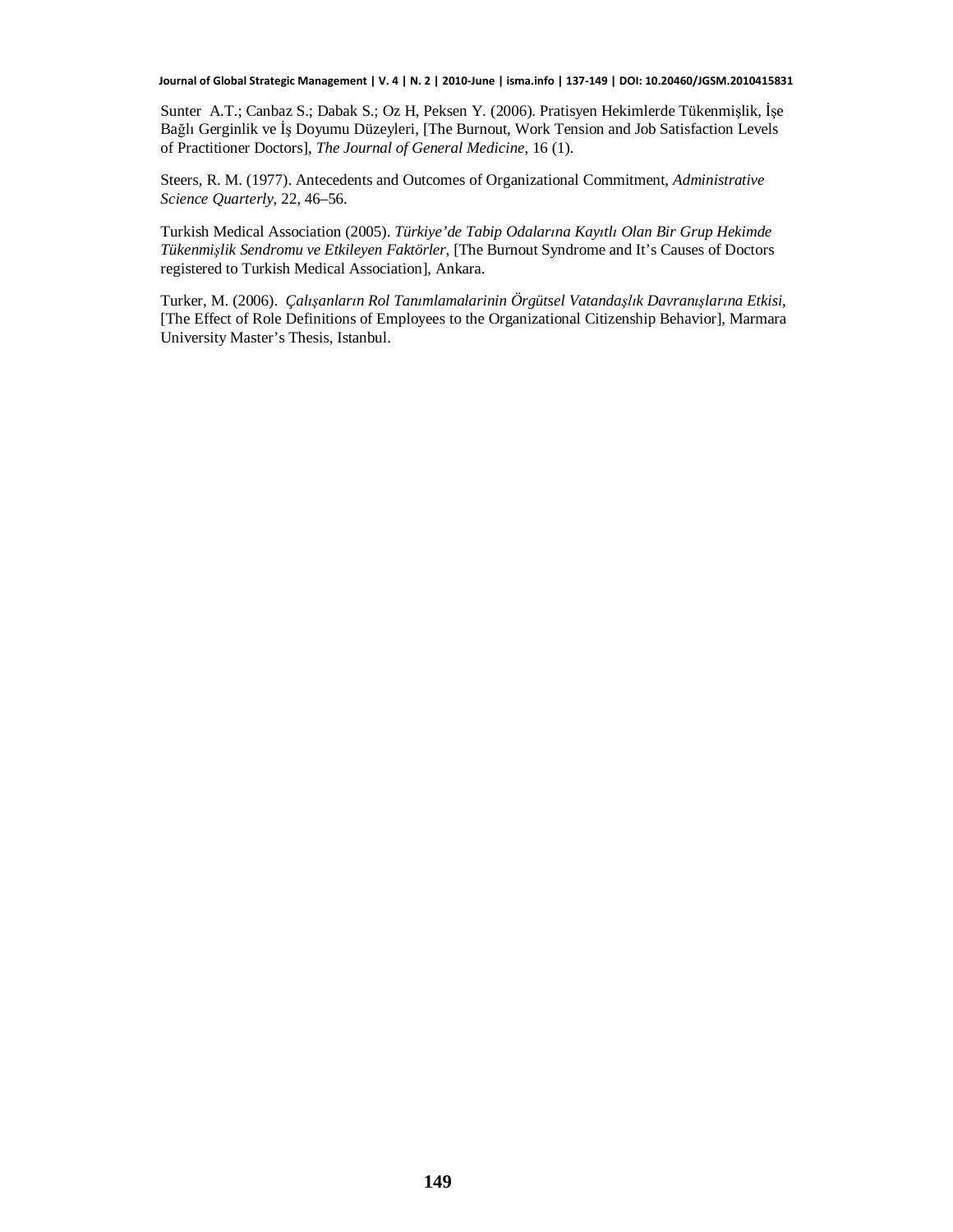Sunter A.T.; Canbaz S.; Dabak S.; Oz H, Peksen Y. (2006). Pratisyen Hekimlerde Tükenmişlik, İşe Bağlı Gerginlik ve İş Doyumu Düzeyleri, [The Burnout, Work Tension and Job Satisfaction Levels of Practitioner Doctors], *The Journal of General Medicine*, 16 (1).

Steers, R. M. (1977). Antecedents and Outcomes of Organizational Commitment, *Administrative Science Quarterly*, 22, 46–56.

Turkish Medical Association (2005). *Türkiye'de Tabip Odalarına Kayıtlı Olan Bir Grup Hekimde Tükenmişlik Sendromu ve Etkileyen Faktörler*, [The Burnout Syndrome and It's Causes of Doctors registered to Turkish Medical Association], Ankara.

Turker, M. (2006). *Çalışanların Rol Tanımlamalarinin Örgütsel Vatandaşlık Davranışlarına Etkisi*, [The Effect of Role Definitions of Employees to the Organizational Citizenship Behavior], Marmara University Master's Thesis, Istanbul.